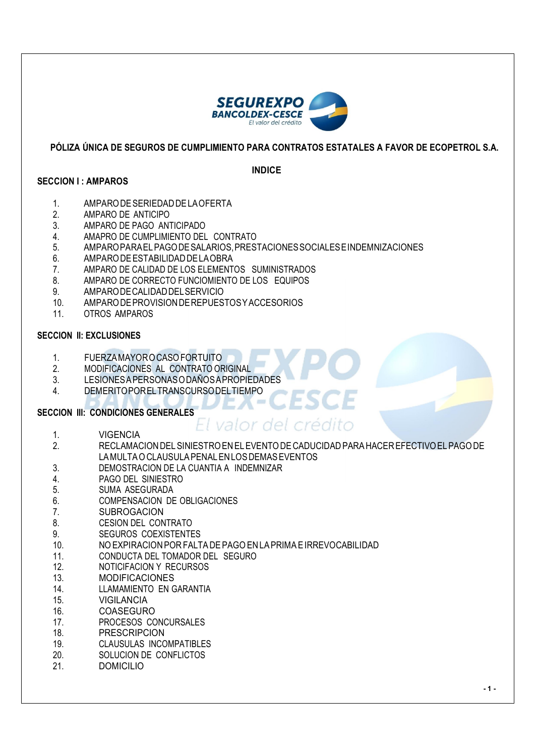# PÓLIZA ÚNICA DE SEGUROS DE CUMPLIMIENTO PARA CONTRATOS ESTATALES A FAVOR DE ECOPETROL S.A.

## INDICE

### SECCION I : AMPAROS

1. AMPARO DE SERIEDAD DE LA OFERTA
2. AMPARO DE ANTICIPO
3. AMPARO DE PAGO ANTICIPADO
4. AMAPRO DE CUMPLIMIENTO DEL CONTRATO
5. AMPARO PARA EL PAGO DE SALARIOS, PRESTACIONES SOCIALES E INDEMNIZACIONES
6. AMPARO DE ESTABILIDAD DE LA OBRA
7. AMPARO DE CALIDAD DE LOS ELEMENTOS SUMINISTRADOS
8. AMPARO DE CORRECTO FUNCIOMIENTO DE LOS EQUIPOS
9. AMPARO DE CALIDAD DEL SERVICIO
10. AMPARO DE PROVISION DE REPUESTOS Y ACCESORIOS
11. OTROS AMPAROS

### SECCION II: EXCLUSIONES

1. FUERZA MAYOR O CASO FORTUITO
2. MODIFICACIONES AL CONTRATO ORIGINAL
3. LESIONES A PERSONAS O DAÑOS A PROPIEDADES
4. DEMERITO POR EL TRANSCURSO DEL TIEMPO

### SECCION III: CONDICIONES GENERALES

1. VIGENCIA
2. RECLAMACION DEL SINIESTRO EN EL EVENTO DE CADUCIDAD PARA HACER EFECTIVO EL PAGO DE LA MULTA O CLAUSULA PENAL EN LOS DEMAS EVENTOS
3. DEMOSTRACION DE LA CUANTIA A INDEMNIZAR
4. PAGO DEL SINIESTRO
5. SUMA ASEGURADA
6. COMPENSACION DE OBLIGACIONES
7. SUBROGACION
8. CESION DEL CONTRATO
9. SEGUROS COEXISTENTES
10. NO EXPIRACION POR FALTA DE PAGO EN LA PRIMA E IRREVOCABILIDAD
11. CONDUCTA DEL TOMADOR DEL SEGURO
12. NOTIFICACION Y RECURSOS
13. MODIFICACIONES
14. LLAMAMIENTO EN GARANTIA
15. VIGILANCIA
16. COASEGURO
17. PROCESOS CONCURSALES
18. PRESCRIPCION
19. CLAUSULAS INCOMPATIBLES
20. SOLUCION DE CONFLICTOS
21. DOMICILIO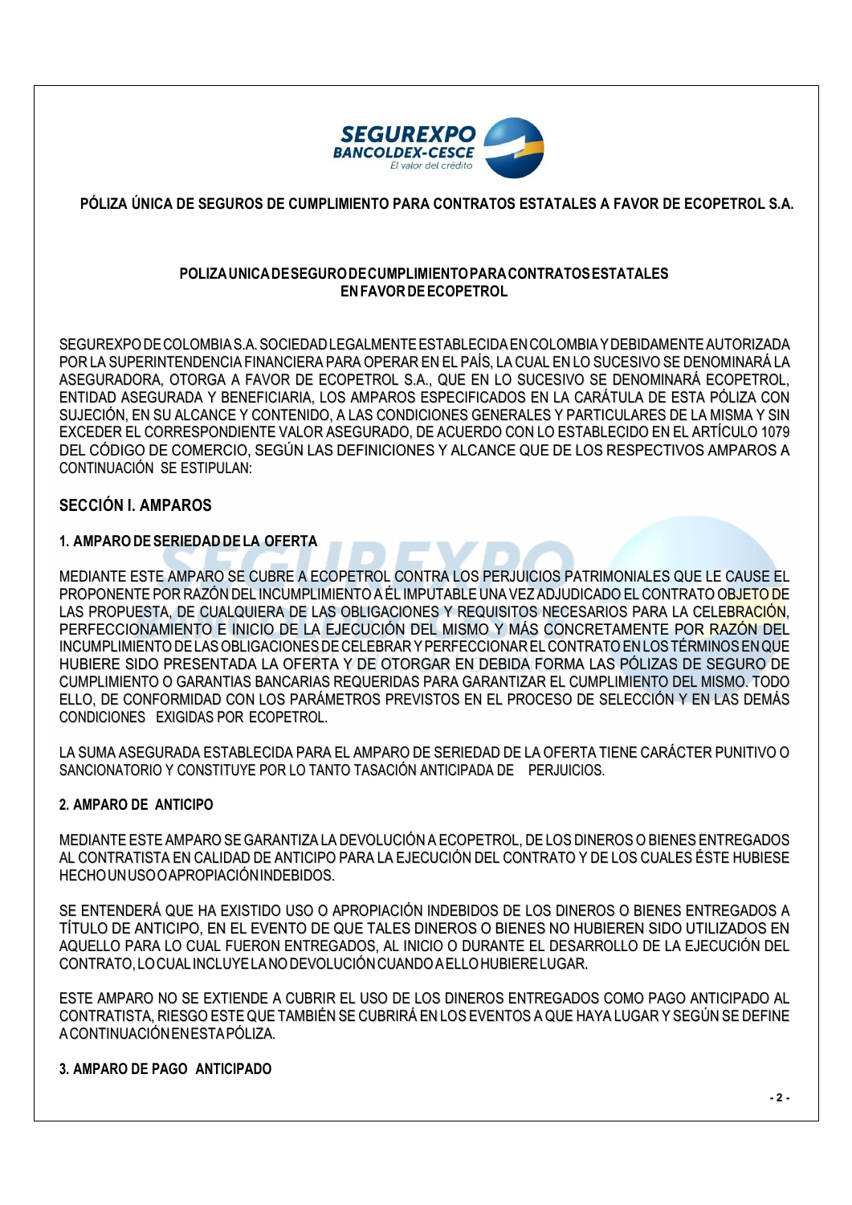**PÓLIZA ÚNICA DE SEGUROS DE CUMPLIMIENTO PARA CONTRATOS ESTATALES A FAVOR DE ECOPETROL S.A.**

**POLIZA UNICA DE SEGURO DE CUMPLIMIENTO PARA CONTRATOS ESTATALES EN FAVOR DE ECOPETROL**

SEGUREXPO DE COLOMBIA S.A. SOCIEDAD LEGALMENTE ESTABLECIDA EN COLOMBIA Y DEBIDAMENTE AUTORIZADA POR LA SUPERINTENDENCIA FINANCIERA PARA OPERAR EN EL PAÍS, LA CUAL EN LO SUCESIVO SE DENOMINARÁ LA ASEGURADORA, OTORGA A FAVOR DE ECOPETROL S.A., QUE EN LO SUCESIVO SE DENOMINARÁ ECOPETROL, ENTIDAD ASEGURADA Y BENEFICIARIA, LOS AMPAROS ESPECIFICADOS EN LA CARÁTULA DE ESTA PÓLIZA CON SUJECIÓN, EN SU ALCANCE Y CONTENIDO, A LAS CONDICIONES GENERALES Y PARTICULARES DE LA MISMA Y SIN EXCEDER EL CORRESPONDIENTE VALOR ASEGURADO, DE ACUERDO CON LO ESTABLECIDO EN EL ARTÍCULO 1079 DEL CÓDIGO DE COMERCIO, SEGÚN LAS DEFINICIONES Y ALCANCE QUE DE LOS RESPECTIVOS AMPAROS A CONTINUACIÓN SE ESTIPULAN:

## SECCIÓN I. AMPAROS

### 1. AMPARO DE SERIEDAD DE LA OFERTA

MEDIANTE ESTE AMPARO SE CUBRE A ECOPETROL CONTRA LOS PERJUICIOS PATRIMONIALES QUE LE CAUSE EL PROPONENTE POR RAZÓN DEL INCUMPLIMIENTO A ÉL IMPUTABLE UNA VEZ ADJUDICADO EL CONTRATO OBJETO DE LAS PROPUESTA, DE CUALQUIERA DE LAS OBLIGACIONES Y REQUISITOS NECESARIOS PARA LA CELEBRACIÓN, PERFECCIONAMIENTO E INICIO DE LA EJECUCIÓN DEL MISMO Y MÁS CONCRETAMENTE POR RAZÓN DEL INCUMPLIMIENTO DE LAS OBLIGACIONES DE CELEBRAR Y PERFECCIONAR EL CONTRATO EN LOS TÉRMINOS EN QUE HUBIERE SIDO PRESENTADA LA OFERTA Y DE OTORGAR EN DEBIDA FORMA LAS PÓLIZAS DE SEGURO DE CUMPLIMIENTO O GARANTIAS BANCARIAS REQUERIDAS PARA GARANTIZAR EL CUMPLIMIENTO DEL MISMO. TODO ELLO, DE CONFORMIDAD CON LOS PARÁMETROS PREVISTOS EN EL PROCESO DE SELECCIÓN Y EN LAS DEMÁS CONDICIONES EXIGIDAS POR ECOPETROL.

LA SUMA ASEGURADA ESTABLECIDA PARA EL AMPARO DE SERIEDAD DE LA OFERTA TIENE CARÁCTER PUNITIVO O SANCIONATORIO Y CONSTITUYE POR LO TANTO TASACIÓN ANTICIPADA DE PERJUICIOS.

### 2. AMPARO DE ANTICIPO

MEDIANTE ESTE AMPARO SE GARANTIZA LA DEVOLUCIÓN A ECOPETROL, DE LOS DINEROS O BIENES ENTREGADOS AL CONTRATISTA EN CALIDAD DE ANTICIPO PARA LA EJECUCIÓN DEL CONTRATO Y DE LOS CUALES ÉSTE HUBIESE HECHO UN USO O APROPIACIÓN INDEBIDOS.

SE ENTENDERÁ QUE HA EXISTIDO USO O APROPIACIÓN INDEBIDOS DE LOS DINEROS O BIENES ENTREGADOS A TÍTULO DE ANTICIPO, EN EL EVENTO DE QUE TALES DINEROS O BIENES NO HUBIEREN SIDO UTILIZADOS EN AQUELLO PARA LO CUAL FUERON ENTREGADOS, AL INICIO O DURANTE EL DESARROLLO DE LA EJECUCIÓN DEL CONTRATO, LO CUAL INCLUYE LA NO DEVOLUCIÓN CUANDO A ELLO HUBIERE LUGAR.

ESTE AMPARO NO SE EXTIENDE A CUBRIR EL USO DE LOS DINEROS ENTREGADOS COMO PAGO ANTICIPADO AL CONTRATISTA, RIESGO ESTE QUE TAMBIÉN SE CUBRIRÁ EN LOS EVENTOS A QUE HAYA LUGAR Y SEGÚN SE DEFINE A CONTINUACIÓN EN ESTA PÓLIZA.

### 3. AMPARO DE PAGO ANTICIPADO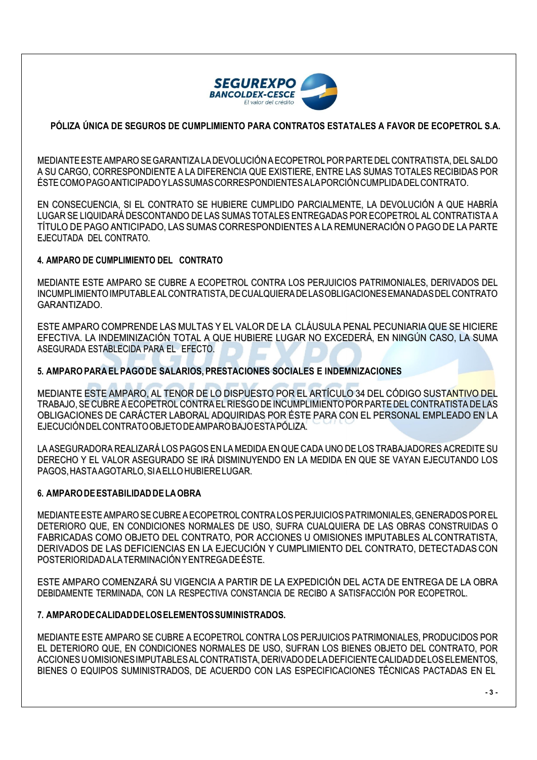PÓLIZA ÚNICA DE SEGUROS DE CUMPLIMIENTO PARA CONTRATOS ESTATALES A FAVOR DE ECOPETROL S.A.

MEDIANTE ESTE AMPARO SE GARANTIZA LA DEVOLUCIÓN A ECOPETROL POR PARTE DEL CONTRATISTA, DEL SALDO A SU CARGO, CORRESPONDIENTE A LA DIFERENCIA QUE EXISTIERE, ENTRE LAS SUMAS TOTALES RECIBIDAS POR ÉSTE COMO PAGO ANTICIPADO Y LAS SUMAS CORRESPONDIENTES A LA PORCIÓN CUMPLIDA DEL CONTRATO.

EN CONSECUENCIA, SI EL CONTRATO SE HUBIERE CUMPLIDO PARCIALMENTE, LA DEVOLUCIÓN A QUE HABRÍA LUGAR SE LIQUIDARÁ DESCONTANDO DE LAS SUMAS TOTALES ENTREGADAS POR ECOPETROL AL CONTRATISTA A TÍTULO DE PAGO ANTICIPADO, LAS SUMAS CORRESPONDIENTES A LA REMUNERACIÓN O PAGO DE LA PARTE EJECUTADA DEL CONTRATO.

**4. AMPARO DE CUMPLIMIENTO DEL CONTRATO**

MEDIANTE ESTE AMPARO SE CUBRE A ECOPETROL CONTRA LOS PERJUICIOS PATRIMONIALES, DERIVADOS DEL INCUMPLIMIENTO IMPUTABLE AL CONTRATISTA, DE CUALQUIERA DE LAS OBLIGACIONES EMANADAS DEL CONTRATO GARANTIZADO.

ESTE AMPARO COMPRENDE LAS MULTAS Y EL VALOR DE LA CLÁUSULA PENAL PECUNIARIA QUE SE HICIERE EFECTIVA. LA INDEMINIZACIÓN TOTAL A QUE HUBIERE LUGAR NO EXCEDERÁ, EN NINGÚN CASO, LA SUMA ASEGURADA ESTABLECIDA PARA EL EFECTO.

**5. AMPARO PARA EL PAGO DE SALARIOS, PRESTACIONES SOCIALES E INDEMNIZACIONES**

MEDIANTE ESTE AMPARO, AL TENOR DE LO DISPUESTO POR EL ARTÍCULO 34 DEL CÓDIGO SUSTANTIVO DEL TRABAJO, SE CUBRE A ECOPETROL CONTRA EL RIESGO DE INCUMPLIMIENTO POR PARTE DEL CONTRATISTA DE LAS OBLIGACIONES DE CARÁCTER LABORAL ADQUIRIDAS POR ÉSTE PARA CON EL PERSONAL EMPLEADO EN LA EJECUCIÓN DEL CONTRATO OBJETO DE AMPARO BAJO ESTA PÓLIZA.

LA ASEGURADORA REALIZARÁ LOS PAGOS EN LA MEDIDA EN QUE CADA UNO DE LOS TRABAJADORES ACREDITE SU DERECHO Y EL VALOR ASEGURADO SE IRÁ DISMINUYENDO EN LA MEDIDA EN QUE SE VAYAN EJECUTANDO LOS PAGOS, HASTA AGOTARLO, SI A ELLO HUBIERE LUGAR.

**6. AMPARO DE ESTABILIDAD DE LA OBRA**

MEDIANTE ESTE AMPARO SE CUBRE A ECOPETROL CONTRA LOS PERJUICIOS PATRIMONIALES, GENERADOS POR EL DETERIORO QUE, EN CONDICIONES NORMALES DE USO, SUFRA CUALQUIERA DE LAS OBRAS CONSTRUIDAS O FABRICADAS COMO OBJETO DEL CONTRATO, POR ACCIONES U OMISIONES IMPUTABLES AL CONTRATISTA, DERIVADOS DE LAS DEFICIENCIAS EN LA EJECUCIÓN Y CUMPLIMIENTO DEL CONTRATO, DETECTADAS CON POSTERIORIDAD A LA TERMINACIÓN Y ENTREGA DE ÉSTE.

ESTE AMPARO COMENZARÁ SU VIGENCIA A PARTIR DE LA EXPEDICIÓN DEL ACTA DE ENTREGA DE LA OBRA DEBIDAMENTE TERMINADA, CON LA RESPECTIVA CONSTANCIA DE RECIBO A SATISFACCIÓN POR ECOPETROL.

**7. AMPARO DE CALIDAD DE LOS ELEMENTOS SUMINISTRADOS.**

MEDIANTE ESTE AMPARO SE CUBRE A ECOPETROL CONTRA LOS PERJUICIOS PATRIMONIALES, PRODUCIDOS POR EL DETERIORO QUE, EN CONDICIONES NORMALES DE USO, SUFRAN LOS BIENES OBJETO DEL CONTRATO, POR ACCIONES U OMISIONES IMPUTABLES AL CONTRATISTA, DERIVADO DE LA DEFICIENTE CALIDAD DE LOS ELEMENTOS, BIENES O EQUIPOS SUMINISTRADOS, DE ACUERDO CON LAS ESPECIFICACIONES TÉCNICAS PACTADAS EN EL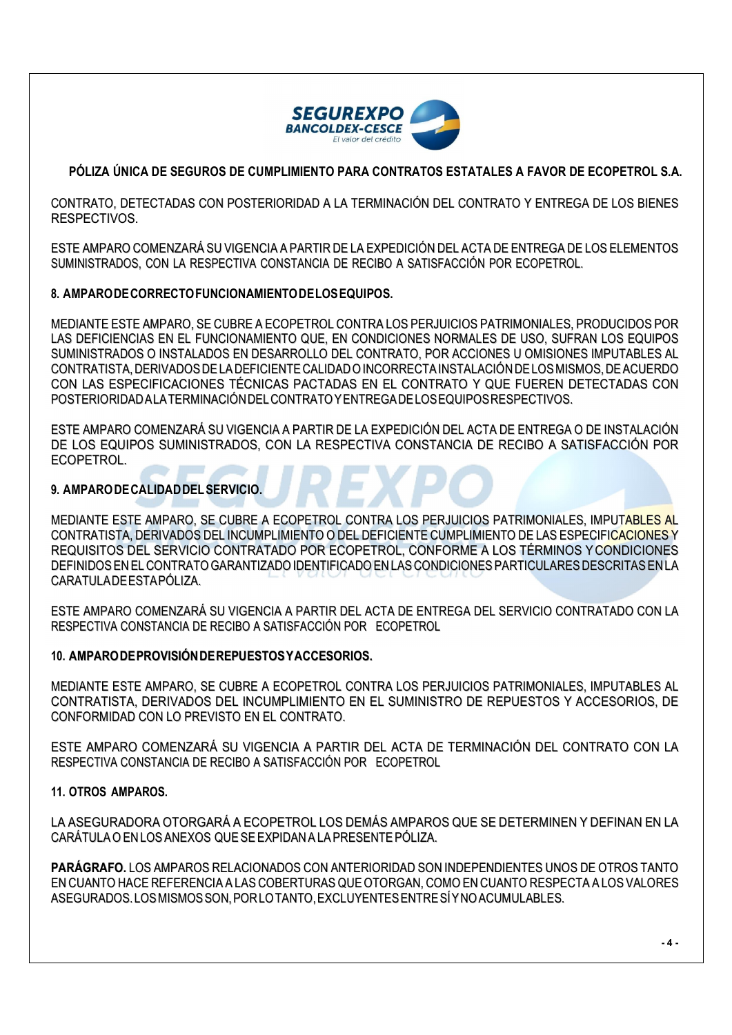CONTRATO, DETECTADAS CON POSTERIORIDAD A LA TERMINACIÓN DEL CONTRATO Y ENTREGA DE LOS BIENES RESPECTIVOS.

ESTE AMPARO COMENZARÁ SU VIGENCIA A PARTIR DE LA EXPEDICIÓN DEL ACTA DE ENTREGA DE LOS ELEMENTOS SUMINISTRADOS, CON LA RESPECTIVA CONSTANCIA DE RECIBO A SATISFACCIÓN POR ECOPETROL.

**8. AMPARO DE CORRECTO FUNCIONAMIENTO DE LOS EQUIPOS.**

MEDIANTE ESTE AMPARO, SE CUBRE A ECOPETROL CONTRA LOS PERJUICIOS PATRIMONIALES, PRODUCIDOS POR LAS DEFICIENCIAS EN EL FUNCIONAMIENTO QUE, EN CONDICIONES NORMALES DE USO, SUFRAN LOS EQUIPOS SUMINISTRADOS O INSTALADOS EN DESARROLLO DEL CONTRATO, POR ACCIONES U OMISIONES IMPUTABLES AL CONTRATISTA, DERIVADOS DE LA DEFICIENTE CALIDAD O INCORRECTA INSTALACIÓN DE LOS MISMOS, DE ACUERDO CON LAS ESPECIFICACIONES TÉCNICAS PACTADAS EN EL CONTRATO Y QUE FUEREN DETECTADAS CON POSTERIORIDAD A LA TERMINACIÓN DEL CONTRATO Y ENTREGA DE LOS EQUIPOS RESPECTIVOS.

ESTE AMPARO COMENZARÁ SU VIGENCIA A PARTIR DE LA EXPEDICIÓN DEL ACTA DE ENTREGA O DE INSTALACIÓN DE LOS EQUIPOS SUMINISTRADOS, CON LA RESPECTIVA CONSTANCIA DE RECIBO A SATISFACCIÓN POR ECOPETROL.

**9. AMPARO DE CALIDAD DEL SERVICIO.**

MEDIANTE ESTE AMPARO, SE CUBRE A ECOPETROL CONTRA LOS PERJUICIOS PATRIMONIALES, IMPUTABLES AL CONTRATISTA, DERIVADOS DEL INCUMPLIMIENTO O DEL DEFICIENTE CUMPLIMIENTO DE LAS ESPECIFICACIONES Y REQUISITOS DEL SERVICIO CONTRATADO POR ECOPETROL, CONFORME A LOS TÉRMINOS Y CONDICIONES DEFINIDOS EN EL CONTRATO GARANTIZADO IDENTIFICADO EN LAS CONDICIONES PARTICULARES DESCRITAS EN LA CARATULA DE ESTA PÓLIZA.

ESTE AMPARO COMENZARÁ SU VIGENCIA A PARTIR DEL ACTA DE ENTREGA DEL SERVICIO CONTRATADO CON LA RESPECTIVA CONSTANCIA DE RECIBO A SATISFACCIÓN POR ECOPETROL

**10. AMPARO DE PROVISIÓN DE REPUESTOS Y ACCESORIOS.**

MEDIANTE ESTE AMPARO, SE CUBRE A ECOPETROL CONTRA LOS PERJUICIOS PATRIMONIALES, IMPUTABLES AL CONTRATISTA, DERIVADOS DEL INCUMPLIMIENTO EN EL SUMINISTRO DE REPUESTOS Y ACCESORIOS, DE CONFORMIDAD CON LO PREVISTO EN EL CONTRATO.

ESTE AMPARO COMENZARÁ SU VIGENCIA A PARTIR DEL ACTA DE TERMINACIÓN DEL CONTRATO CON LA RESPECTIVA CONSTANCIA DE RECIBO A SATISFACCIÓN POR ECOPETROL

**11. OTROS AMPAROS.**

LA ASEGURADORA OTORGARÁ A ECOPETROL LOS DEMÁS AMPAROS QUE SE DETERMINEN Y DEFINAN EN LA CARÁTULA O EN LOS ANEXOS QUE SE EXPIDAN A LA PRESENTE PÓLIZA.

**PARÁGRAFO.** LOS AMPAROS RELACIONADOS CON ANTERIORIDAD SON INDEPENDIENTES UNOS DE OTROS TANTO EN CUANTO HACE REFERENCIA A LAS COBERTURAS QUE OTORGAN, COMO EN CUANTO RESPECTA A LOS VALORES ASEGURADOS. LOS MISMOS SON, POR LO TANTO, EXCLUYENTES ENTRE SÍ Y NO ACUMULABLES.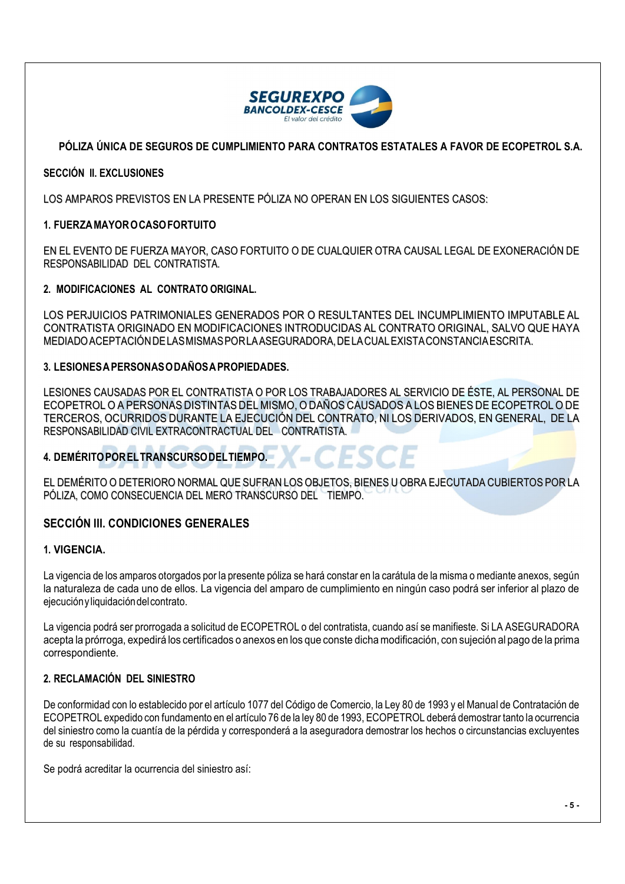**PÓLIZA ÚNICA DE SEGUROS DE CUMPLIMIENTO PARA CONTRATOS ESTATALES A FAVOR DE ECOPETROL S.A.**

## SECCIÓN II. EXCLUSIONES

LOS AMPAROS PREVISTOS EN LA PRESENTE PÓLIZA NO OPERAN EN LOS SIGUIENTES CASOS:

### 1. FUERZA MAYOR O CASO FORTUITO

EN EL EVENTO DE FUERZA MAYOR, CASO FORTUITO O DE CUALQUIER OTRA CAUSAL LEGAL DE EXONERACIÓN DE RESPONSABILIDAD DEL CONTRATISTA.

### 2. MODIFICACIONES AL CONTRATO ORIGINAL.

LOS PERJUICIOS PATRIMONIALES GENERADOS POR O RESULTANTES DEL INCUMPLIMIENTO IMPUTABLE AL CONTRATISTA ORIGINADO EN MODIFICACIONES INTRODUCIDAS AL CONTRATO ORIGINAL, SALVO QUE HAYA MEDIADO ACEPTACIÓN DE LAS MISMAS POR LA ASEGURADORA, DE LA CUAL EXISTA CONSTANCIA ESCRITA.

### 3. LESIONES A PERSONAS O DAÑOS A PROPIEDADES.

LESIONES CAUSADAS POR EL CONTRATISTA O POR LOS TRABAJADORES AL SERVICIO DE ÉSTE, AL PERSONAL DE ECOPETROL O A PERSONAS DISTINTAS DEL MISMO, O DAÑOS CAUSADOS A LOS BIENES DE ECOPETROL O DE TERCEROS, OCURRIDOS DURANTE LA EJECUCIÓN DEL CONTRATO, NI LOS DERIVADOS, EN GENERAL, DE LA RESPONSABILIDAD CIVIL EXTRACONTRACTUAL DEL CONTRATISTA.

### 4. DEMÉRITO POR EL TRANSCURSO DEL TIEMPO.

EL DEMÉRITO O DETERIORO NORMAL QUE SUFRAN LOS OBJETOS, BIENES U OBRA EJECUTADA CUBIERTOS POR LA PÓLIZA, COMO CONSECUENCIA DEL MERO TRANSCURSO DEL TIEMPO.

## SECCIÓN III. CONDICIONES GENERALES

### 1. VIGENCIA.

La vigencia de los amparos otorgados por la presente póliza se hará constar en la carátula de la misma o mediante anexos, según la naturaleza de cada uno de ellos. La vigencia del amparo de cumplimiento en ningún caso podrá ser inferior al plazo de ejecución y liquidación del contrato.

La vigencia podrá ser prorrogada a solicitud de ECOPETROL o del contratista, cuando así se manifieste. Si LA ASEGURADORA acepta la prórroga, expedirá los certificados o anexos en los que conste dicha modificación, con sujeción al pago de la prima correspondiente.

### 2. RECLAMACIÓN DEL SINIESTRO

De conformidad con lo establecido por el artículo 1077 del Código de Comercio, la Ley 80 de 1993 y el Manual de Contratación de ECOPETROL expedido con fundamento en el artículo 76 de la ley 80 de 1993, ECOPETROL deberá demostrar tanto la ocurrencia del siniestro como la cuantía de la pérdida y corresponderá a la aseguradora demostrar los hechos o circunstancias excluyentes de su responsabilidad.

Se podrá acreditar la ocurrencia del siniestro así: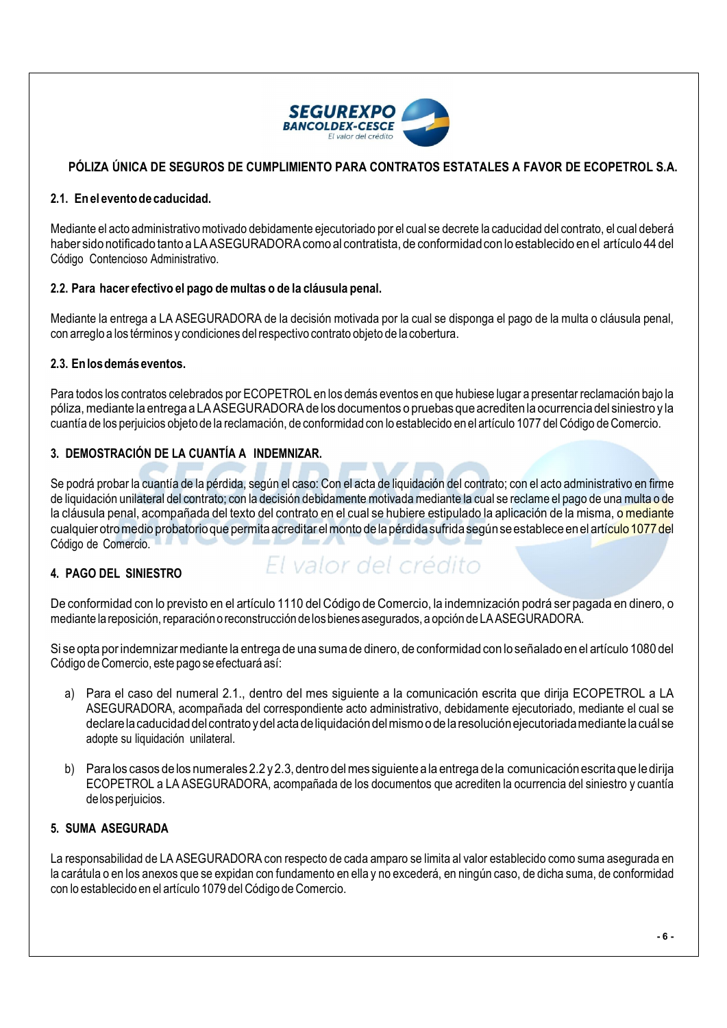**PÓLIZA ÚNICA DE SEGUROS DE CUMPLIMIENTO PARA CONTRATOS ESTATALES A FAVOR DE ECOPETROL S.A.**

**2.1. En el evento de caducidad.**

Mediante el acto administrativo motivado debidamente ejecutoriado por el cual se decrete la caducidad del contrato, el cual deberá haber sido notificado tanto a LA ASEGURADORA como al contratista, de conformidad con lo establecido en el artículo 44 del Código Contencioso Administrativo.

**2.2. Para hacer efectivo el pago de multas o de la cláusula penal.**

Mediante la entrega a LA ASEGURADORA de la decisión motivada por la cual se disponga el pago de la multa o cláusula penal, con arreglo a los términos y condiciones del respectivo contrato objeto de la cobertura.

**2.3. En los demás eventos.**

Para todos los contratos celebrados por ECOPETROL en los demás eventos en que hubiese lugar a presentar reclamación bajo la póliza, mediante la entrega a LA ASEGURADORA de los documentos o pruebas que acrediten la ocurrencia del siniestro y la cuantía de los perjuicios objeto de la reclamación, de conformidad con lo establecido en el artículo 1077 del Código de Comercio.

**3. DEMOSTRACIÓN DE LA CUANTÍA A INDEMNIZAR.**

Se podrá probar la cuantía de la pérdida, según el caso: Con el acta de liquidación del contrato; con el acto administrativo en firme de liquidación unilateral del contrato; con la decisión debidamente motivada mediante la cual se reclame el pago de una multa o de la cláusula penal, acompañada del texto del contrato en el cual se hubiere estipulado la aplicación de la misma, o mediante cualquier otro medio probatorio que permita acreditar el monto de la pérdida sufrida según se establece en el artículo 1077 del Código de Comercio.

**4. PAGO DEL SINIESTRO**

De conformidad con lo previsto en el artículo 1110 del Código de Comercio, la indemnización podrá ser pagada en dinero, o mediante la reposición, reparación o reconstrucción de los bienes asegurados, a opción de LA ASEGURADORA.

Si se opta por indemnizar mediante la entrega de una suma de dinero, de conformidad con lo señalado en el artículo 1080 del Código de Comercio, este pago se efectuará así:

a) Para el caso del numeral 2.1., dentro del mes siguiente a la comunicación escrita que dirija ECOPETROL a LA ASEGURADORA, acompañada del correspondiente acto administrativo, debidamente ejecutoriado, mediante el cual se declare la caducidad del contrato y del acta de liquidación del mismo o de la resolución ejecutoriada mediante la cuál se adopte su liquidación unilateral.

b) Para los casos de los numerales 2.2 y 2.3, dentro del mes siguiente a la entrega de la comunicación escrita que le dirija ECOPETROL a LA ASEGURADORA, acompañada de los documentos que acrediten la ocurrencia del siniestro y cuantía de los perjuicios.

**5. SUMA ASEGURADA**

La responsabilidad de LA ASEGURADORA con respecto de cada amparo se limita al valor establecido como suma asegurada en la carátula o en los anexos que se expidan con fundamento en ella y no excederá, en ningún caso, de dicha suma, de conformidad con lo establecido en el artículo 1079 del Código de Comercio.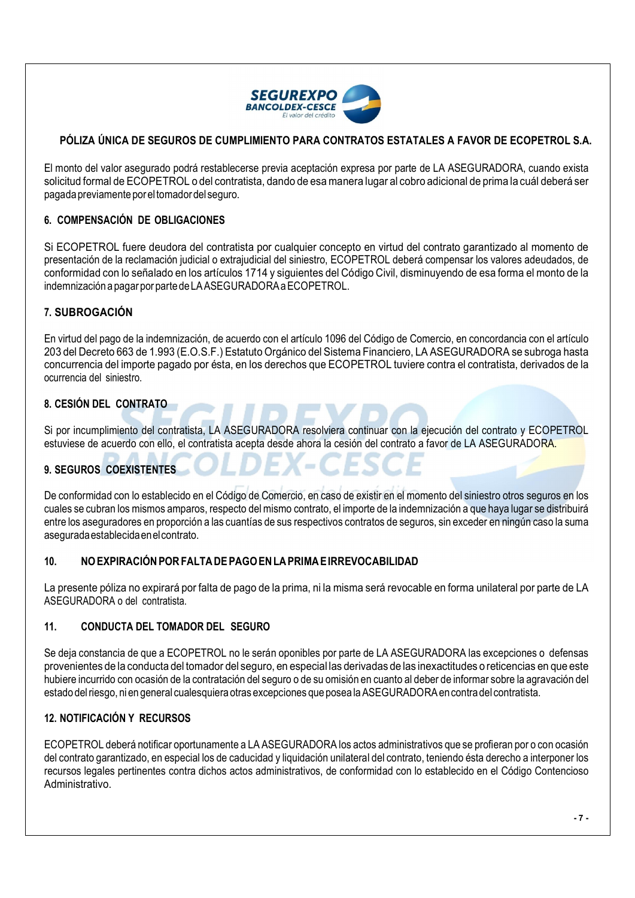**PÓLIZA ÚNICA DE SEGUROS DE CUMPLIMIENTO PARA CONTRATOS ESTATALES A FAVOR DE ECOPETROL S.A.**

El monto del valor asegurado podrá restablecerse previa aceptación expresa por parte de LA ASEGURADORA, cuando exista solicitud formal de ECOPETROL o del contratista, dando de esa manera lugar al cobro adicional de prima la cuál deberá ser pagada previamente por el tomador del seguro.

## 6. COMPENSACIÓN DE OBLIGACIONES

Si ECOPETROL fuere deudora del contratista por cualquier concepto en virtud del contrato garantizado al momento de presentación de la reclamación judicial o extrajudicial del siniestro, ECOPETROL deberá compensar los valores adeudados, de conformidad con lo señalado en los artículos 1714 y siguientes del Código Civil, disminuyendo de esa forma el monto de la indemnización a pagar por parte de LA ASEGURADORA a ECOPETROL.

## 7. SUBROGACIÓN

En virtud del pago de la indemnización, de acuerdo con el artículo 1096 del Código de Comercio, en concordancia con el artículo 203 del Decreto 663 de 1.993 (E.O.S.F.) Estatuto Orgánico del Sistema Financiero, LA ASEGURADORA se subroga hasta concurrencia del importe pagado por ésta, en los derechos que ECOPETROL tuviere contra el contratista, derivados de la ocurrencia del siniestro.

## 8. CESIÓN DEL CONTRATO

Si por incumplimiento del contratista, LA ASEGURADORA resolviera continuar con la ejecución del contrato y ECOPETROL estuviese de acuerdo con ello, el contratista acepta desde ahora la cesión del contrato a favor de LA ASEGURADORA.

## 9. SEGUROS COEXISTENTES

De conformidad con lo establecido en el Código de Comercio, en caso de existir en el momento del siniestro otros seguros en los cuales se cubran los mismos amparos, respecto del mismo contrato, el importe de la indemnización a que haya lugar se distribuirá entre los aseguradores en proporción a las cuantías de sus respectivos contratos de seguros, sin exceder en ningún caso la suma asegurada establecida en el contrato.

## 10. NO EXPIRACIÓN POR FALTA DE PAGO EN LA PRIMA E IRREVOCABILIDAD

La presente póliza no expirará por falta de pago de la prima, ni la misma será revocable en forma unilateral por parte de LA ASEGURADORA o del contratista.

## 11. CONDUCTA DEL TOMADOR DEL SEGURO

Se deja constancia de que a ECOPETROL no le serán oponibles por parte de LA ASEGURADORA las excepciones o defensas provenientes de la conducta del tomador del seguro, en especial las derivadas de las inexactitudes o reticencias en que este hubiere incurrido con ocasión de la contratación del seguro o de su omisión en cuanto al deber de informar sobre la agravación del estado del riesgo, ni en general cualesquiera otras excepciones que posea la ASEGURADORA en contra del contratista.

## 12. NOTIFICACIÓN Y RECURSOS

ECOPETROL deberá notificar oportunamente a LA ASEGURADORA los actos administrativos que se profieran por o con ocasión del contrato garantizado, en especial los de caducidad y liquidación unilateral del contrato, teniendo ésta derecho a interponer los recursos legales pertinentes contra dichos actos administrativos, de conformidad con lo establecido en el Código Contencioso Administrativo.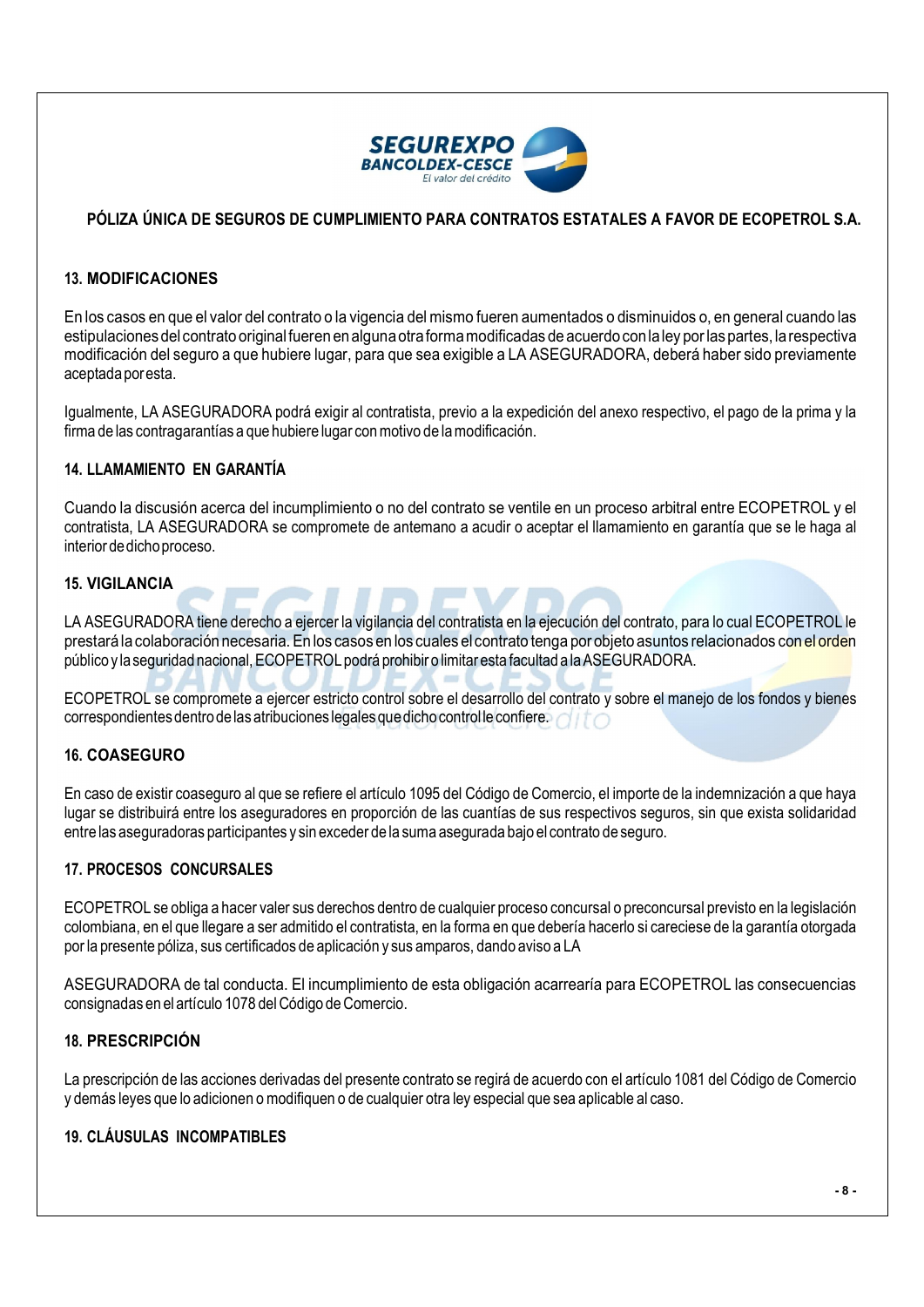**PÓLIZA ÚNICA DE SEGUROS DE CUMPLIMIENTO PARA CONTRATOS ESTATALES A FAVOR DE ECOPETROL S.A.**

### 13. MODIFICACIONES

En los casos en que el valor del contrato o la vigencia del mismo fueren aumentados o disminuidos o, en general cuando las estipulaciones del contrato original fueren en alguna otra forma modificadas de acuerdo con la ley por las partes, la respectiva modificación del seguro a que hubiere lugar, para que sea exigible a LA ASEGURADORA, deberá haber sido previamente aceptada por esta.

Igualmente, LA ASEGURADORA podrá exigir al contratista, previo a la expedición del anexo respectivo, el pago de la prima y la firma de las contragarantías a que hubiere lugar con motivo de la modificación.

### 14. LLAMAMIENTO EN GARANTÍA

Cuando la discusión acerca del incumplimiento o no del contrato se ventile en un proceso arbitral entre ECOPETROL y el contratista, LA ASEGURADORA se compromete de antemano a acudir o aceptar el llamamiento en garantía que se le haga al interior de dicho proceso.

### 15. VIGILANCIA

LA ASEGURADORA tiene derecho a ejercer la vigilancia del contratista en la ejecución del contrato, para lo cual ECOPETROL le prestará la colaboración necesaria. En los casos en los cuales el contrato tenga por objeto asuntos relacionados con el orden público y la seguridad nacional, ECOPETROL podrá prohibir o limitar esta facultad a la ASEGURADORA.

ECOPETROL se compromete a ejercer estricto control sobre el desarrollo del contrato y sobre el manejo de los fondos y bienes correspondientes dentro de las atribuciones legales que dicho control le confiere.

### 16. COASEGURO

En caso de existir coaseguro al que se refiere el artículo 1095 del Código de Comercio, el importe de la indemnización a que haya lugar se distribuirá entre los aseguradores en proporción de las cuantías de sus respectivos seguros, sin que exista solidaridad entre las aseguradoras participantes y sin exceder de la suma asegurada bajo el contrato de seguro.

### 17. PROCESOS CONCURSALES

ECOPETROL se obliga a hacer valer sus derechos dentro de cualquier proceso concursal o preconcursal previsto en la legislación colombiana, en el que llegare a ser admitido el contratista, en la forma en que debería hacerlo si careciese de la garantía otorgada por la presente póliza, sus certificados de aplicación y sus amparos, dando aviso a LA

ASEGURADORA de tal conducta. El incumplimiento de esta obligación acarrearía para ECOPETROL las consecuencias consignadas en el artículo 1078 del Código de Comercio.

### 18. PRESCRIPCIÓN

La prescripción de las acciones derivadas del presente contrato se regirá de acuerdo con el artículo 1081 del Código de Comercio y demás leyes que lo adicionen o modifiquen o de cualquier otra ley especial que sea aplicable al caso.

### 19. CLÁUSULAS INCOMPATIBLES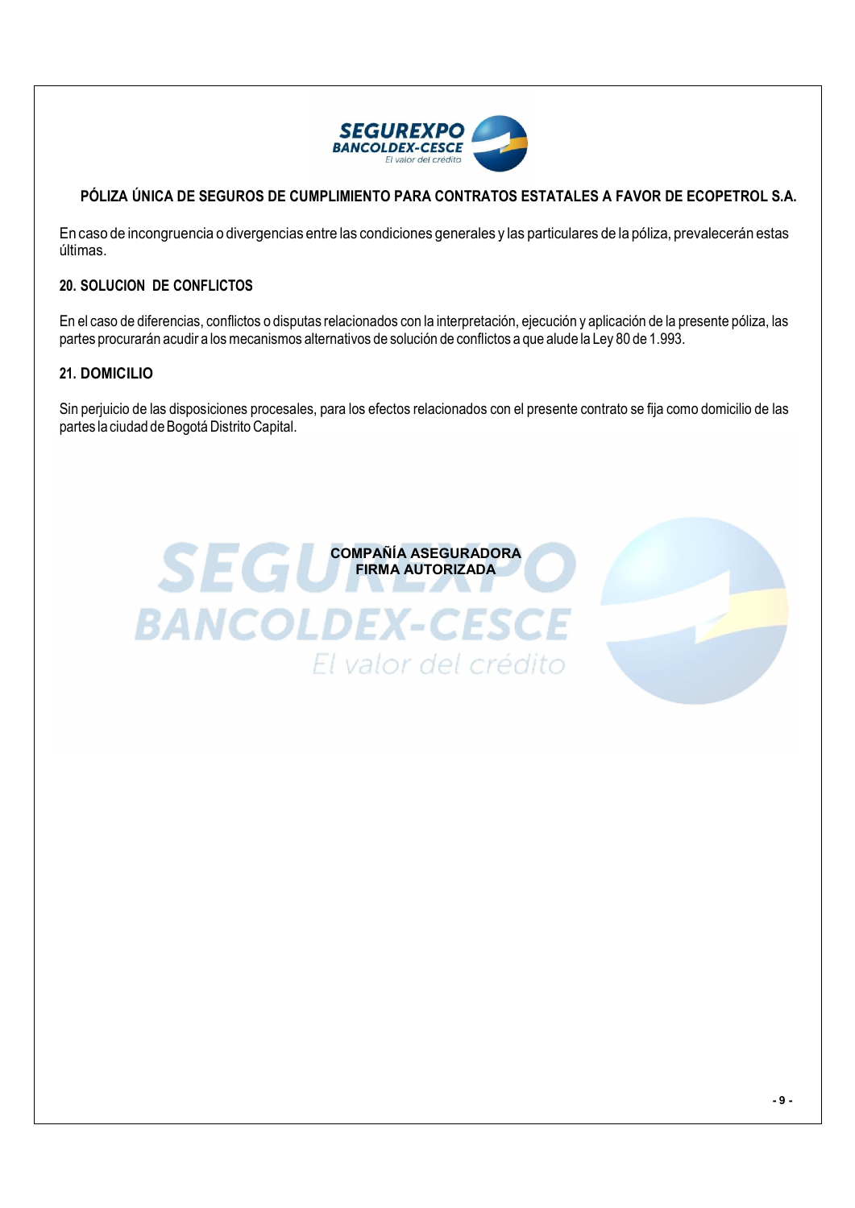PÓLIZA ÚNICA DE SEGUROS DE CUMPLIMIENTO PARA CONTRATOS ESTATALES A FAVOR DE ECOPETROL S.A.

En caso de incongruencia o divergencias entre las condiciones generales y las particulares de la póliza, prevalecerán estas últimas.

**20. SOLUCION DE CONFLICTOS**

En el caso de diferencias, conflictos o disputas relacionados con la interpretación, ejecución y aplicación de la presente póliza, las partes procurarán acudir a los mecanismos alternativos de solución de conflictos a que alude la Ley 80 de 1.993.

**21. DOMICILIO**

Sin perjuicio de las disposiciones procesales, para los efectos relacionados con el presente contrato se fija como domicilio de las partes la ciudad de Bogotá Distrito Capital.

**COMPAÑÍA ASEGURADORA**
**FIRMA AUTORIZADA**